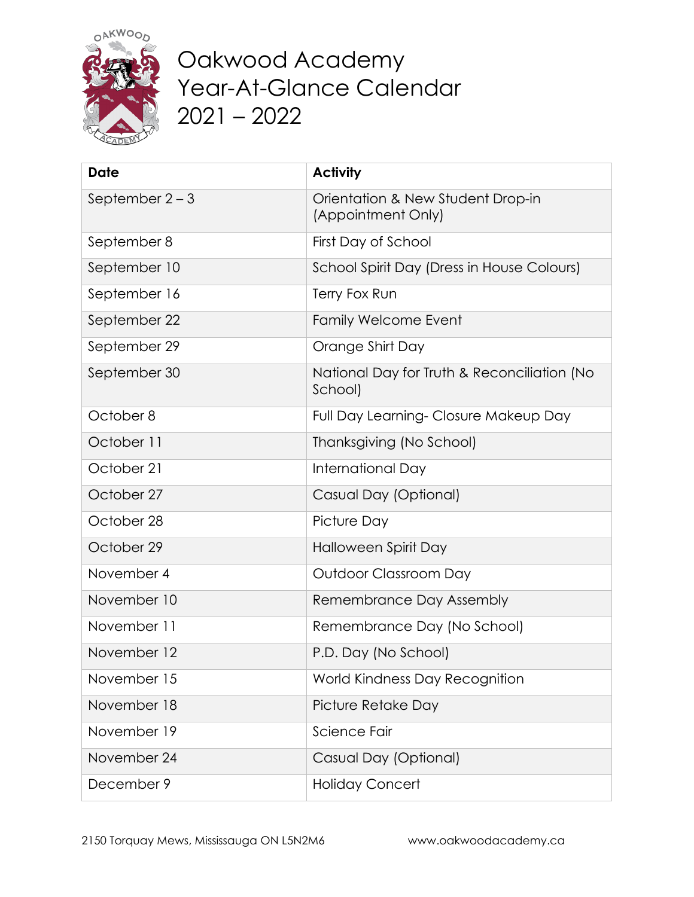# Oakwood Academy Year-At-Glance Calendar 2021 – 2022

| Date | Activity |
| --- | --- |
| September 2 – 3 | Orientation & New Student Drop-in (Appointment Only) |
| September 8 | First Day of School |
| September 10 | School Spirit Day (Dress in House Colours) |
| September 16 | Terry Fox Run |
| September 22 | Family Welcome Event |
| September 29 | Orange Shirt Day |
| September 30 | National Day for Truth & Reconciliation (No School) |
| October 8 | Full Day Learning- Closure Makeup Day |
| October 11 | Thanksgiving (No School) |
| October 21 | International Day |
| October 27 | Casual Day (Optional) |
| October 28 | Picture Day |
| October 29 | Halloween Spirit Day |
| November 4 | Outdoor Classroom Day |
| November 10 | Remembrance Day Assembly |
| November 11 | Remembrance Day (No School) |
| November 12 | P.D. Day (No School) |
| November 15 | World Kindness Day Recognition |
| November 18 | Picture Retake Day |
| November 19 | Science Fair |
| November 24 | Casual Day (Optional) |
| December 9 | Holiday Concert |

2150 Torquay Mews, Mississauga ON L5N2M6 www.oakwoodacademy.ca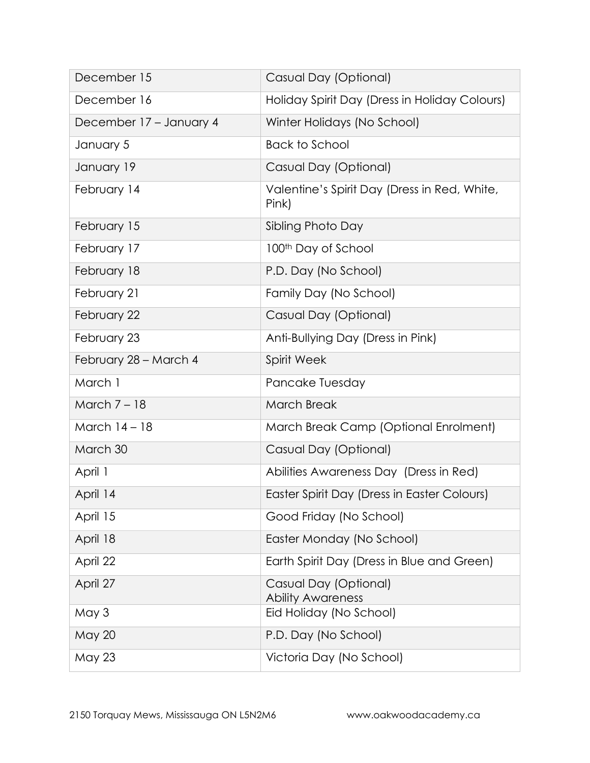| December 15 | Casual Day (Optional) |
|---|---|
| December 16 | Holiday Spirit Day (Dress in Holiday Colours) |
| December 17 – January 4 | Winter Holidays (No School) |
| January 5 | Back to School |
| January 19 | Casual Day (Optional) |
| February 14 | Valentine's Spirit Day (Dress in Red, White, Pink) |
| February 15 | Sibling Photo Day |
| February 17 | 100th Day of School |
| February 18 | P.D. Day (No School) |
| February 21 | Family Day (No School) |
| February 22 | Casual Day (Optional) |
| February 23 | Anti-Bullying Day (Dress in Pink) |
| February 28 – March 4 | Spirit Week |
| March 1 | Pancake Tuesday |
| March 7 – 18 | March Break |
| March 14 – 18 | March Break Camp (Optional Enrolment) |
| March 30 | Casual Day (Optional) |
| April 1 | Abilities Awareness Day (Dress in Red) |
| April 14 | Easter Spirit Day (Dress in Easter Colours) |
| April 15 | Good Friday (No School) |
| April 18 | Easter Monday (No School) |
| April 22 | Earth Spirit Day (Dress in Blue and Green) |
| April 27 | Casual Day (Optional) Ability Awareness |
| May 3 | Eid Holiday (No School) |
| May 20 | P.D. Day (No School) |
| May 23 | Victoria Day (No School) |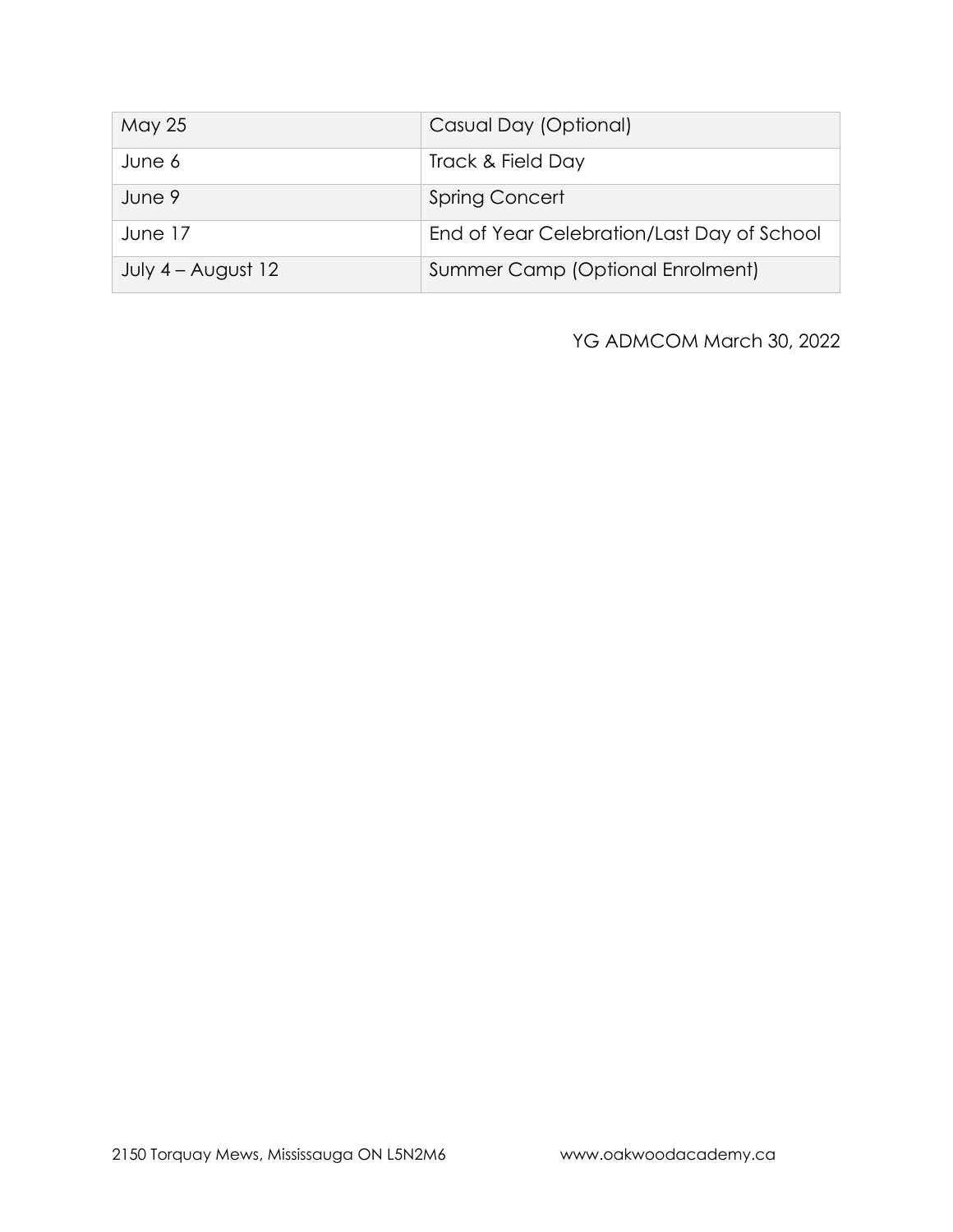| | |
|---|---|
| May 25 | Casual Day (Optional) |
| June 6 | Track & Field Day |
| June 9 | Spring Concert |
| June 17 | End of Year Celebration/Last Day of School |
| July 4 – August 12 | Summer Camp (Optional Enrolment) |

YG ADMCOM March 30, 2022

2150 Torquay Mews, Mississauga ON L5N2M6 www.oakwoodacademy.ca